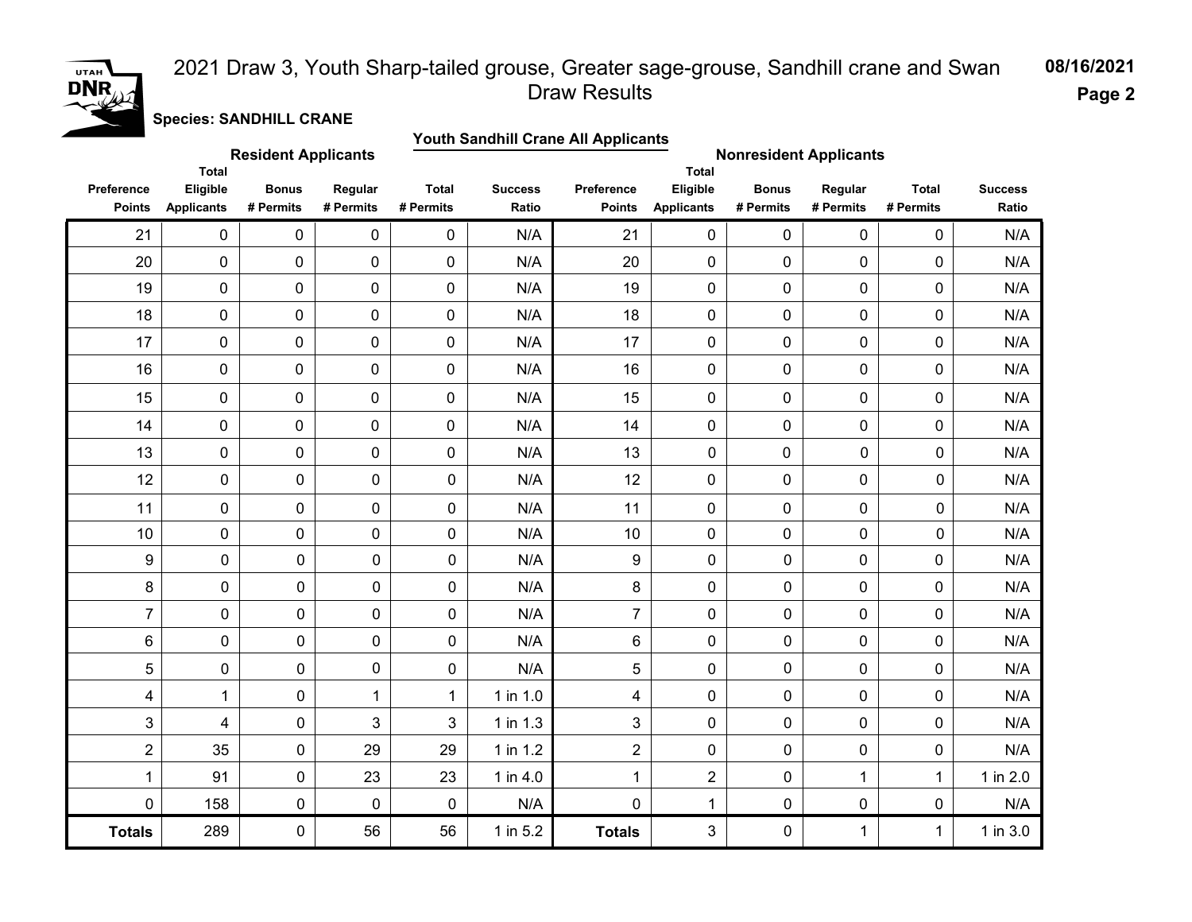# 2021 Draw 3, Youth Sharp-tailed grouse, Greater sage-grouse, Sandhill crane and Swan Draw Results

08/16/2021

**Species: SANDHILL CRANE**

**Youth Sandhill Crane All Applicants**

| Resident Applicants | | | | | | Nonresident Applicants | | | | | |
|---|---|---|---|---|---|---|---|---|---|---|---|
| Preference Points | Total Eligible Applicants | Bonus # Permits | Regular # Permits | Total # Permits | Success Ratio | Preference Points | Total Eligible Applicants | Bonus # Permits | Regular # Permits | Total # Permits | Success Ratio |
| 21 | 0 | 0 | 0 | 0 | N/A | 21 | 0 | 0 | 0 | 0 | N/A |
| 20 | 0 | 0 | 0 | 0 | N/A | 20 | 0 | 0 | 0 | 0 | N/A |
| 19 | 0 | 0 | 0 | 0 | N/A | 19 | 0 | 0 | 0 | 0 | N/A |
| 18 | 0 | 0 | 0 | 0 | N/A | 18 | 0 | 0 | 0 | 0 | N/A |
| 17 | 0 | 0 | 0 | 0 | N/A | 17 | 0 | 0 | 0 | 0 | N/A |
| 16 | 0 | 0 | 0 | 0 | N/A | 16 | 0 | 0 | 0 | 0 | N/A |
| 15 | 0 | 0 | 0 | 0 | N/A | 15 | 0 | 0 | 0 | 0 | N/A |
| 14 | 0 | 0 | 0 | 0 | N/A | 14 | 0 | 0 | 0 | 0 | N/A |
| 13 | 0 | 0 | 0 | 0 | N/A | 13 | 0 | 0 | 0 | 0 | N/A |
| 12 | 0 | 0 | 0 | 0 | N/A | 12 | 0 | 0 | 0 | 0 | N/A |
| 11 | 0 | 0 | 0 | 0 | N/A | 11 | 0 | 0 | 0 | 0 | N/A |
| 10 | 0 | 0 | 0 | 0 | N/A | 10 | 0 | 0 | 0 | 0 | N/A |
| 9 | 0 | 0 | 0 | 0 | N/A | 9 | 0 | 0 | 0 | 0 | N/A |
| 8 | 0 | 0 | 0 | 0 | N/A | 8 | 0 | 0 | 0 | 0 | N/A |
| 7 | 0 | 0 | 0 | 0 | N/A | 7 | 0 | 0 | 0 | 0 | N/A |
| 6 | 0 | 0 | 0 | 0 | N/A | 6 | 0 | 0 | 0 | 0 | N/A |
| 5 | 0 | 0 | 0 | 0 | N/A | 5 | 0 | 0 | 0 | 0 | N/A |
| 4 | 1 | 0 | 1 | 1 | 1 in 1.0 | 4 | 0 | 0 | 0 | 0 | N/A |
| 3 | 4 | 0 | 3 | 3 | 1 in 1.3 | 3 | 0 | 0 | 0 | 0 | N/A |
| 2 | 35 | 0 | 29 | 29 | 1 in 1.2 | 2 | 0 | 0 | 0 | 0 | N/A |
| 1 | 91 | 0 | 23 | 23 | 1 in 4.0 | 1 | 2 | 0 | 1 | 1 | 1 in 2.0 |
| 0 | 158 | 0 | 0 | 0 | N/A | 0 | 1 | 0 | 0 | 0 | N/A |
| **Totals** | 289 | 0 | 56 | 56 | 1 in 5.2 | **Totals** | 3 | 0 | 1 | 1 | 1 in 3.0 |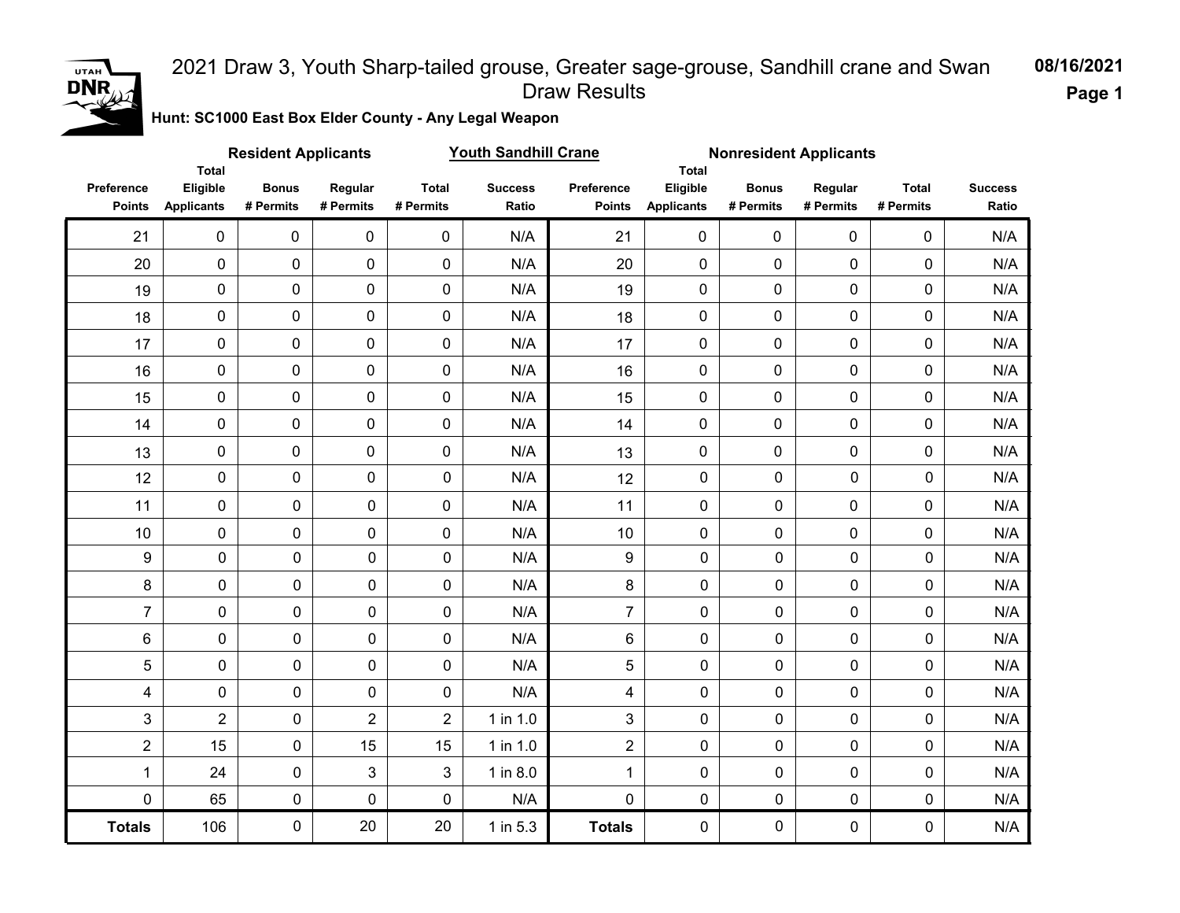# 2021 Draw 3, Youth Sharp-tailed grouse, Greater sage-grouse, Sandhill crane and Swan Draw Results

08/16/2021

**Hunt: SC1000 East Box Elder County - Any Legal Weapon**

**Youth Sandhill Crane**

| **Resident Applicants** | | | | | | **Nonresident Applicants** | | | | | |
|---|---|---|---|---|---|---|---|---|---|---|---|
| Preference Points | Total Eligible Applicants | Bonus # Permits | Regular # Permits | Total # Permits | Success Ratio | Preference Points | Total Eligible Applicants | Bonus # Permits | Regular # Permits | Total # Permits | Success Ratio |
| 21 | 0 | 0 | 0 | 0 | N/A | 21 | 0 | 0 | 0 | 0 | N/A |
| 20 | 0 | 0 | 0 | 0 | N/A | 20 | 0 | 0 | 0 | 0 | N/A |
| 19 | 0 | 0 | 0 | 0 | N/A | 19 | 0 | 0 | 0 | 0 | N/A |
| 18 | 0 | 0 | 0 | 0 | N/A | 18 | 0 | 0 | 0 | 0 | N/A |
| 17 | 0 | 0 | 0 | 0 | N/A | 17 | 0 | 0 | 0 | 0 | N/A |
| 16 | 0 | 0 | 0 | 0 | N/A | 16 | 0 | 0 | 0 | 0 | N/A |
| 15 | 0 | 0 | 0 | 0 | N/A | 15 | 0 | 0 | 0 | 0 | N/A |
| 14 | 0 | 0 | 0 | 0 | N/A | 14 | 0 | 0 | 0 | 0 | N/A |
| 13 | 0 | 0 | 0 | 0 | N/A | 13 | 0 | 0 | 0 | 0 | N/A |
| 12 | 0 | 0 | 0 | 0 | N/A | 12 | 0 | 0 | 0 | 0 | N/A |
| 11 | 0 | 0 | 0 | 0 | N/A | 11 | 0 | 0 | 0 | 0 | N/A |
| 10 | 0 | 0 | 0 | 0 | N/A | 10 | 0 | 0 | 0 | 0 | N/A |
| 9 | 0 | 0 | 0 | 0 | N/A | 9 | 0 | 0 | 0 | 0 | N/A |
| 8 | 0 | 0 | 0 | 0 | N/A | 8 | 0 | 0 | 0 | 0 | N/A |
| 7 | 0 | 0 | 0 | 0 | N/A | 7 | 0 | 0 | 0 | 0 | N/A |
| 6 | 0 | 0 | 0 | 0 | N/A | 6 | 0 | 0 | 0 | 0 | N/A |
| 5 | 0 | 0 | 0 | 0 | N/A | 5 | 0 | 0 | 0 | 0 | N/A |
| 4 | 0 | 0 | 0 | 0 | N/A | 4 | 0 | 0 | 0 | 0 | N/A |
| 3 | 2 | 0 | 2 | 2 | 1 in 1.0 | 3 | 0 | 0 | 0 | 0 | N/A |
| 2 | 15 | 0 | 15 | 15 | 1 in 1.0 | 2 | 0 | 0 | 0 | 0 | N/A |
| 1 | 24 | 0 | 3 | 3 | 1 in 8.0 | 1 | 0 | 0 | 0 | 0 | N/A |
| 0 | 65 | 0 | 0 | 0 | N/A | 0 | 0 | 0 | 0 | 0 | N/A |
| **Totals** | 106 | 0 | 20 | 20 | 1 in 5.3 | **Totals** | 0 | 0 | 0 | 0 | N/A |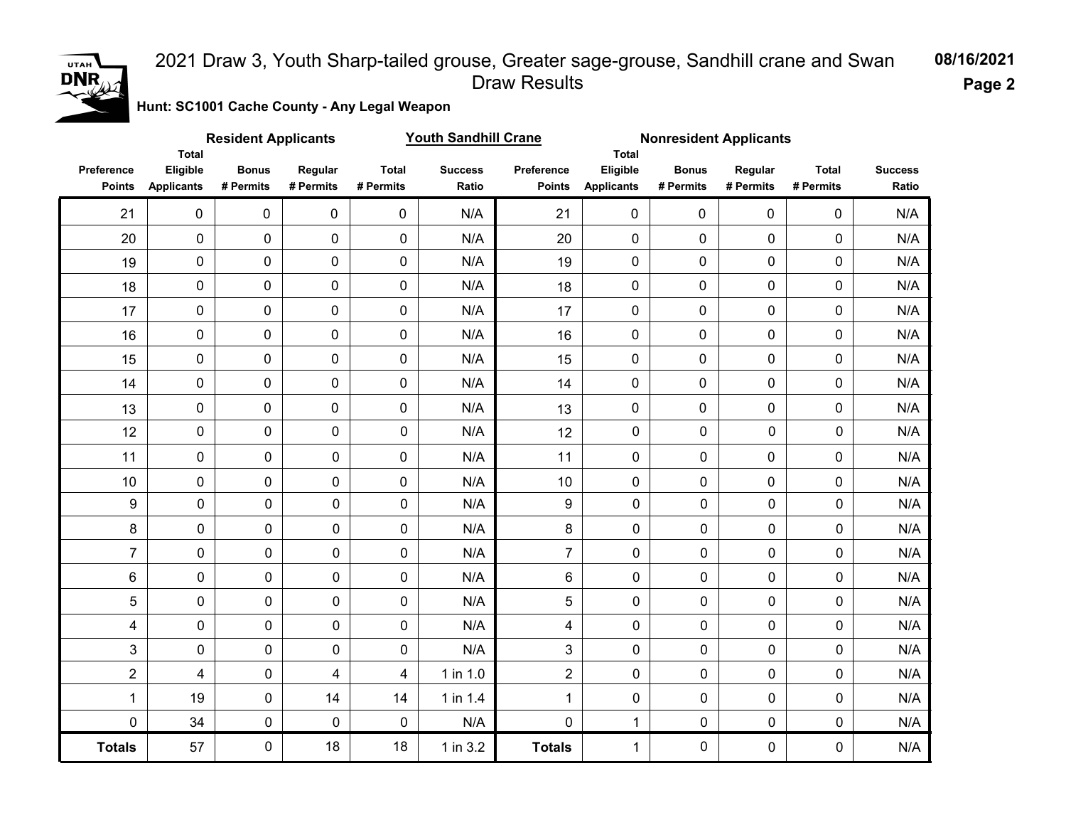# 2021 Draw 3, Youth Sharp-tailed grouse, Greater sage-grouse, Sandhill crane and Swan Draw Results

08/16/2021

**Hunt: SC1001 Cache County - Any Legal Weapon**

**Youth Sandhill Crane**

| Resident Applicants | | | | | | Nonresident Applicants | | | | | |
|---|---|---|---|---|---|---|---|---|---|---|---|
| Preference Points | Total Eligible Applicants | Bonus # Permits | Regular # Permits | Total # Permits | Success Ratio | Preference Points | Total Eligible Applicants | Bonus # Permits | Regular # Permits | Total # Permits | Success Ratio |
| 21 | 0 | 0 | 0 | 0 | N/A | 21 | 0 | 0 | 0 | 0 | N/A |
| 20 | 0 | 0 | 0 | 0 | N/A | 20 | 0 | 0 | 0 | 0 | N/A |
| 19 | 0 | 0 | 0 | 0 | N/A | 19 | 0 | 0 | 0 | 0 | N/A |
| 18 | 0 | 0 | 0 | 0 | N/A | 18 | 0 | 0 | 0 | 0 | N/A |
| 17 | 0 | 0 | 0 | 0 | N/A | 17 | 0 | 0 | 0 | 0 | N/A |
| 16 | 0 | 0 | 0 | 0 | N/A | 16 | 0 | 0 | 0 | 0 | N/A |
| 15 | 0 | 0 | 0 | 0 | N/A | 15 | 0 | 0 | 0 | 0 | N/A |
| 14 | 0 | 0 | 0 | 0 | N/A | 14 | 0 | 0 | 0 | 0 | N/A |
| 13 | 0 | 0 | 0 | 0 | N/A | 13 | 0 | 0 | 0 | 0 | N/A |
| 12 | 0 | 0 | 0 | 0 | N/A | 12 | 0 | 0 | 0 | 0 | N/A |
| 11 | 0 | 0 | 0 | 0 | N/A | 11 | 0 | 0 | 0 | 0 | N/A |
| 10 | 0 | 0 | 0 | 0 | N/A | 10 | 0 | 0 | 0 | 0 | N/A |
| 9 | 0 | 0 | 0 | 0 | N/A | 9 | 0 | 0 | 0 | 0 | N/A |
| 8 | 0 | 0 | 0 | 0 | N/A | 8 | 0 | 0 | 0 | 0 | N/A |
| 7 | 0 | 0 | 0 | 0 | N/A | 7 | 0 | 0 | 0 | 0 | N/A |
| 6 | 0 | 0 | 0 | 0 | N/A | 6 | 0 | 0 | 0 | 0 | N/A |
| 5 | 0 | 0 | 0 | 0 | N/A | 5 | 0 | 0 | 0 | 0 | N/A |
| 4 | 0 | 0 | 0 | 0 | N/A | 4 | 0 | 0 | 0 | 0 | N/A |
| 3 | 0 | 0 | 0 | 0 | N/A | 3 | 0 | 0 | 0 | 0 | N/A |
| 2 | 4 | 0 | 4 | 4 | 1 in 1.0 | 2 | 0 | 0 | 0 | 0 | N/A |
| 1 | 19 | 0 | 14 | 14 | 1 in 1.4 | 1 | 0 | 0 | 0 | 0 | N/A |
| 0 | 34 | 0 | 0 | 0 | N/A | 0 | 1 | 0 | 0 | 0 | N/A |
| **Totals** | 57 | 0 | 18 | 18 | 1 in 3.2 | **Totals** | 1 | 0 | 0 | 0 | N/A |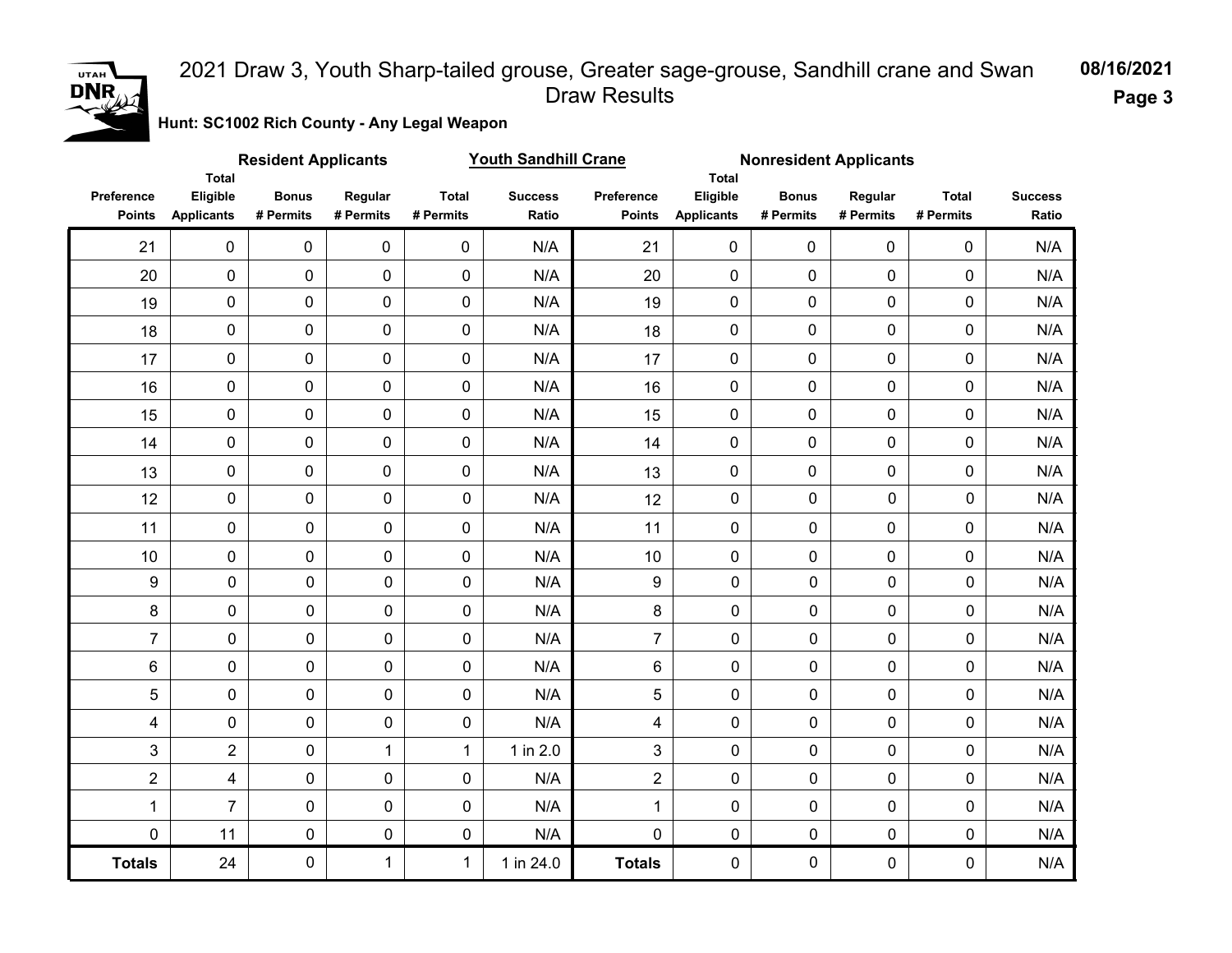# 2021 Draw 3, Youth Sharp-tailed grouse, Greater sage-grouse, Sandhill crane and Swan Draw Results

08/16/2021

**Hunt: SC1002 Rich County - Any Legal Weapon**

**Youth Sandhill Crane**

| Resident Applicants | | | | | | Nonresident Applicants | | | | | |
|---|---|---|---|---|---|---|---|---|---|---|---|
| Preference Points | Total Eligible Applicants | Bonus # Permits | Regular # Permits | Total # Permits | Success Ratio | Preference Points | Total Eligible Applicants | Bonus # Permits | Regular # Permits | Total # Permits | Success Ratio |
| 21 | 0 | 0 | 0 | 0 | N/A | 21 | 0 | 0 | 0 | 0 | N/A |
| 20 | 0 | 0 | 0 | 0 | N/A | 20 | 0 | 0 | 0 | 0 | N/A |
| 19 | 0 | 0 | 0 | 0 | N/A | 19 | 0 | 0 | 0 | 0 | N/A |
| 18 | 0 | 0 | 0 | 0 | N/A | 18 | 0 | 0 | 0 | 0 | N/A |
| 17 | 0 | 0 | 0 | 0 | N/A | 17 | 0 | 0 | 0 | 0 | N/A |
| 16 | 0 | 0 | 0 | 0 | N/A | 16 | 0 | 0 | 0 | 0 | N/A |
| 15 | 0 | 0 | 0 | 0 | N/A | 15 | 0 | 0 | 0 | 0 | N/A |
| 14 | 0 | 0 | 0 | 0 | N/A | 14 | 0 | 0 | 0 | 0 | N/A |
| 13 | 0 | 0 | 0 | 0 | N/A | 13 | 0 | 0 | 0 | 0 | N/A |
| 12 | 0 | 0 | 0 | 0 | N/A | 12 | 0 | 0 | 0 | 0 | N/A |
| 11 | 0 | 0 | 0 | 0 | N/A | 11 | 0 | 0 | 0 | 0 | N/A |
| 10 | 0 | 0 | 0 | 0 | N/A | 10 | 0 | 0 | 0 | 0 | N/A |
| 9 | 0 | 0 | 0 | 0 | N/A | 9 | 0 | 0 | 0 | 0 | N/A |
| 8 | 0 | 0 | 0 | 0 | N/A | 8 | 0 | 0 | 0 | 0 | N/A |
| 7 | 0 | 0 | 0 | 0 | N/A | 7 | 0 | 0 | 0 | 0 | N/A |
| 6 | 0 | 0 | 0 | 0 | N/A | 6 | 0 | 0 | 0 | 0 | N/A |
| 5 | 0 | 0 | 0 | 0 | N/A | 5 | 0 | 0 | 0 | 0 | N/A |
| 4 | 0 | 0 | 0 | 0 | N/A | 4 | 0 | 0 | 0 | 0 | N/A |
| 3 | 2 | 0 | 1 | 1 | 1 in 2.0 | 3 | 0 | 0 | 0 | 0 | N/A |
| 2 | 4 | 0 | 0 | 0 | N/A | 2 | 0 | 0 | 0 | 0 | N/A |
| 1 | 7 | 0 | 0 | 0 | N/A | 1 | 0 | 0 | 0 | 0 | N/A |
| 0 | 11 | 0 | 0 | 0 | N/A | 0 | 0 | 0 | 0 | 0 | N/A |
| **Totals** | 24 | 0 | 1 | 1 | 1 in 24.0 | **Totals** | 0 | 0 | 0 | 0 | N/A |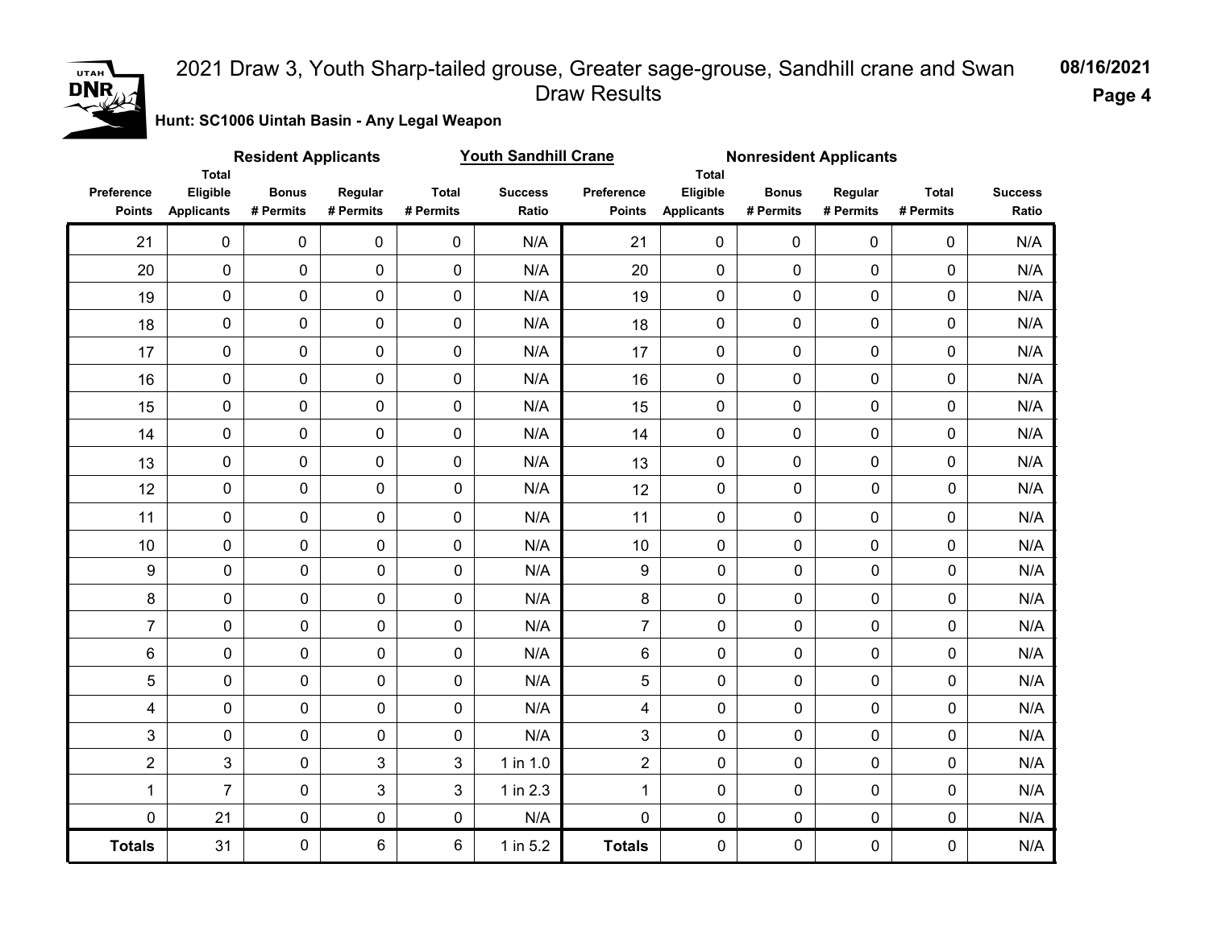# 2021 Draw 3, Youth Sharp-tailed grouse, Greater sage-grouse, Sandhill crane and Swan Draw Results

08/16/2021

**Hunt: SC1006 Uintah Basin - Any Legal Weapon**

**Youth Sandhill Crane**

| Resident Applicants | | | | | | Nonresident Applicants | | | | | |
|---|---|---|---|---|---|---|---|---|---|---|---|
| Preference Points | Total Eligible Applicants | Bonus # Permits | Regular # Permits | Total # Permits | Success Ratio | Preference Points | Total Eligible Applicants | Bonus # Permits | Regular # Permits | Total # Permits | Success Ratio |
| 21 | 0 | 0 | 0 | 0 | N/A | 21 | 0 | 0 | 0 | 0 | N/A |
| 20 | 0 | 0 | 0 | 0 | N/A | 20 | 0 | 0 | 0 | 0 | N/A |
| 19 | 0 | 0 | 0 | 0 | N/A | 19 | 0 | 0 | 0 | 0 | N/A |
| 18 | 0 | 0 | 0 | 0 | N/A | 18 | 0 | 0 | 0 | 0 | N/A |
| 17 | 0 | 0 | 0 | 0 | N/A | 17 | 0 | 0 | 0 | 0 | N/A |
| 16 | 0 | 0 | 0 | 0 | N/A | 16 | 0 | 0 | 0 | 0 | N/A |
| 15 | 0 | 0 | 0 | 0 | N/A | 15 | 0 | 0 | 0 | 0 | N/A |
| 14 | 0 | 0 | 0 | 0 | N/A | 14 | 0 | 0 | 0 | 0 | N/A |
| 13 | 0 | 0 | 0 | 0 | N/A | 13 | 0 | 0 | 0 | 0 | N/A |
| 12 | 0 | 0 | 0 | 0 | N/A | 12 | 0 | 0 | 0 | 0 | N/A |
| 11 | 0 | 0 | 0 | 0 | N/A | 11 | 0 | 0 | 0 | 0 | N/A |
| 10 | 0 | 0 | 0 | 0 | N/A | 10 | 0 | 0 | 0 | 0 | N/A |
| 9 | 0 | 0 | 0 | 0 | N/A | 9 | 0 | 0 | 0 | 0 | N/A |
| 8 | 0 | 0 | 0 | 0 | N/A | 8 | 0 | 0 | 0 | 0 | N/A |
| 7 | 0 | 0 | 0 | 0 | N/A | 7 | 0 | 0 | 0 | 0 | N/A |
| 6 | 0 | 0 | 0 | 0 | N/A | 6 | 0 | 0 | 0 | 0 | N/A |
| 5 | 0 | 0 | 0 | 0 | N/A | 5 | 0 | 0 | 0 | 0 | N/A |
| 4 | 0 | 0 | 0 | 0 | N/A | 4 | 0 | 0 | 0 | 0 | N/A |
| 3 | 0 | 0 | 0 | 0 | N/A | 3 | 0 | 0 | 0 | 0 | N/A |
| 2 | 3 | 0 | 3 | 3 | 1 in 1.0 | 2 | 0 | 0 | 0 | 0 | N/A |
| 1 | 7 | 0 | 3 | 3 | 1 in 2.3 | 1 | 0 | 0 | 0 | 0 | N/A |
| 0 | 21 | 0 | 0 | 0 | N/A | 0 | 0 | 0 | 0 | 0 | N/A |
| **Totals** | 31 | 0 | 6 | 6 | 1 in 5.2 | **Totals** | 0 | 0 | 0 | 0 | N/A |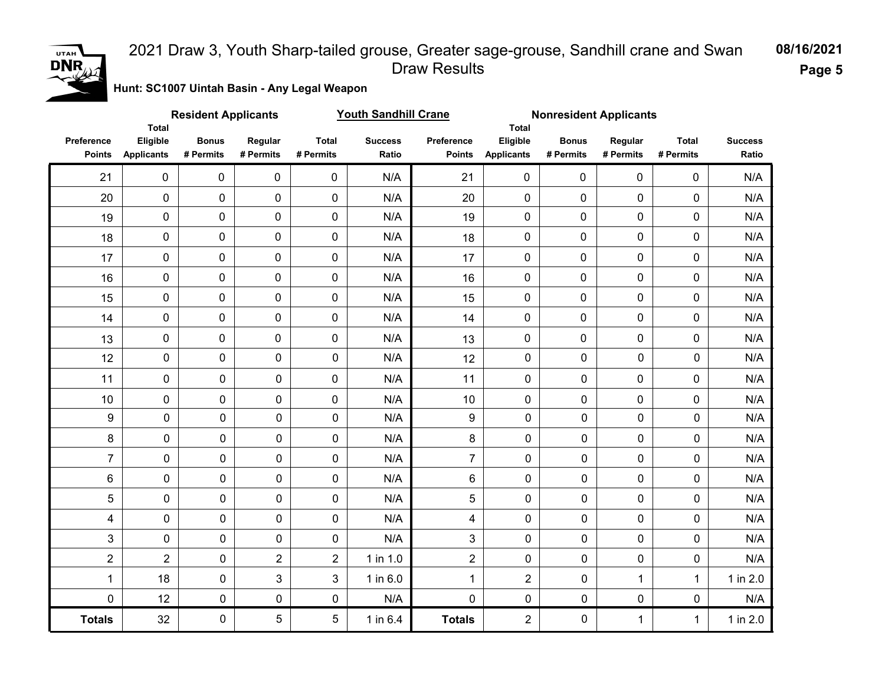# 2021 Draw 3, Youth Sharp-tailed grouse, Greater sage-grouse, Sandhill crane and Swan Draw Results

08/16/2021

**Hunt: SC1007 Uintah Basin - Any Legal Weapon**

**Youth Sandhill Crane**

| Resident Applicants | | | | | | Nonresident Applicants | | | | | |
|---|---|---|---|---|---|---|---|---|---|---|---|
| Preference Points | Total Eligible Applicants | Bonus # Permits | Regular # Permits | Total # Permits | Success Ratio | Preference Points | Total Eligible Applicants | Bonus # Permits | Regular # Permits | Total # Permits | Success Ratio |
| 21 | 0 | 0 | 0 | 0 | N/A | 21 | 0 | 0 | 0 | 0 | N/A |
| 20 | 0 | 0 | 0 | 0 | N/A | 20 | 0 | 0 | 0 | 0 | N/A |
| 19 | 0 | 0 | 0 | 0 | N/A | 19 | 0 | 0 | 0 | 0 | N/A |
| 18 | 0 | 0 | 0 | 0 | N/A | 18 | 0 | 0 | 0 | 0 | N/A |
| 17 | 0 | 0 | 0 | 0 | N/A | 17 | 0 | 0 | 0 | 0 | N/A |
| 16 | 0 | 0 | 0 | 0 | N/A | 16 | 0 | 0 | 0 | 0 | N/A |
| 15 | 0 | 0 | 0 | 0 | N/A | 15 | 0 | 0 | 0 | 0 | N/A |
| 14 | 0 | 0 | 0 | 0 | N/A | 14 | 0 | 0 | 0 | 0 | N/A |
| 13 | 0 | 0 | 0 | 0 | N/A | 13 | 0 | 0 | 0 | 0 | N/A |
| 12 | 0 | 0 | 0 | 0 | N/A | 12 | 0 | 0 | 0 | 0 | N/A |
| 11 | 0 | 0 | 0 | 0 | N/A | 11 | 0 | 0 | 0 | 0 | N/A |
| 10 | 0 | 0 | 0 | 0 | N/A | 10 | 0 | 0 | 0 | 0 | N/A |
| 9 | 0 | 0 | 0 | 0 | N/A | 9 | 0 | 0 | 0 | 0 | N/A |
| 8 | 0 | 0 | 0 | 0 | N/A | 8 | 0 | 0 | 0 | 0 | N/A |
| 7 | 0 | 0 | 0 | 0 | N/A | 7 | 0 | 0 | 0 | 0 | N/A |
| 6 | 0 | 0 | 0 | 0 | N/A | 6 | 0 | 0 | 0 | 0 | N/A |
| 5 | 0 | 0 | 0 | 0 | N/A | 5 | 0 | 0 | 0 | 0 | N/A |
| 4 | 0 | 0 | 0 | 0 | N/A | 4 | 0 | 0 | 0 | 0 | N/A |
| 3 | 0 | 0 | 0 | 0 | N/A | 3 | 0 | 0 | 0 | 0 | N/A |
| 2 | 2 | 0 | 2 | 2 | 1 in 1.0 | 2 | 0 | 0 | 0 | 0 | N/A |
| 1 | 18 | 0 | 3 | 3 | 1 in 6.0 | 1 | 2 | 0 | 1 | 1 | 1 in 2.0 |
| 0 | 12 | 0 | 0 | 0 | N/A | 0 | 0 | 0 | 0 | 0 | N/A |
| **Totals** | 32 | 0 | 5 | 5 | 1 in 6.4 | **Totals** | 2 | 0 | 1 | 1 | 1 in 2.0 |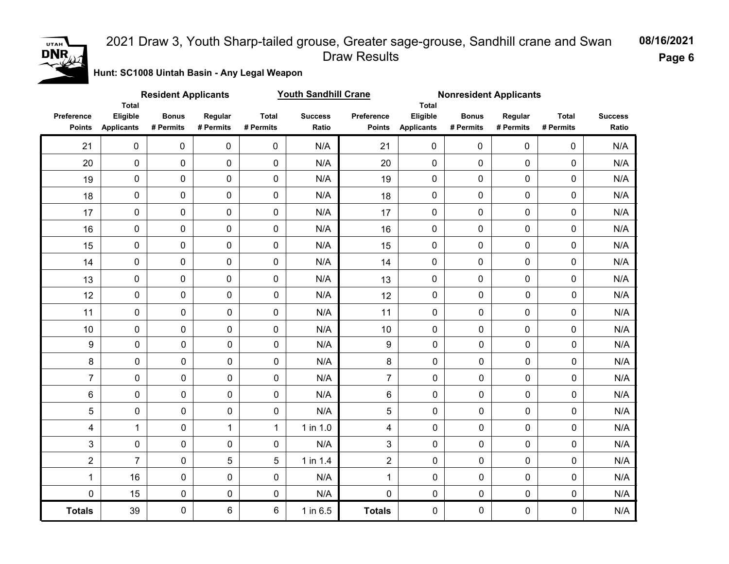# 2021 Draw 3, Youth Sharp-tailed grouse, Greater sage-grouse, Sandhill crane and Swan Draw Results

08/16/2021

**Hunt: SC1008 Uintah Basin - Any Legal Weapon**

| Resident Applicants | | | | | Youth Sandhill Crane | Nonresident Applicants | | | | | |
|---|---|---|---|---|---|---|---|---|---|---|---|
| Preference Points | Total Eligible Applicants | Bonus # Permits | Regular # Permits | Total # Permits | Success Ratio | Preference Points | Total Eligible Applicants | Bonus # Permits | Regular # Permits | Total # Permits | Success Ratio |
| 21 | 0 | 0 | 0 | 0 | N/A | 21 | 0 | 0 | 0 | 0 | N/A |
| 20 | 0 | 0 | 0 | 0 | N/A | 20 | 0 | 0 | 0 | 0 | N/A |
| 19 | 0 | 0 | 0 | 0 | N/A | 19 | 0 | 0 | 0 | 0 | N/A |
| 18 | 0 | 0 | 0 | 0 | N/A | 18 | 0 | 0 | 0 | 0 | N/A |
| 17 | 0 | 0 | 0 | 0 | N/A | 17 | 0 | 0 | 0 | 0 | N/A |
| 16 | 0 | 0 | 0 | 0 | N/A | 16 | 0 | 0 | 0 | 0 | N/A |
| 15 | 0 | 0 | 0 | 0 | N/A | 15 | 0 | 0 | 0 | 0 | N/A |
| 14 | 0 | 0 | 0 | 0 | N/A | 14 | 0 | 0 | 0 | 0 | N/A |
| 13 | 0 | 0 | 0 | 0 | N/A | 13 | 0 | 0 | 0 | 0 | N/A |
| 12 | 0 | 0 | 0 | 0 | N/A | 12 | 0 | 0 | 0 | 0 | N/A |
| 11 | 0 | 0 | 0 | 0 | N/A | 11 | 0 | 0 | 0 | 0 | N/A |
| 10 | 0 | 0 | 0 | 0 | N/A | 10 | 0 | 0 | 0 | 0 | N/A |
| 9 | 0 | 0 | 0 | 0 | N/A | 9 | 0 | 0 | 0 | 0 | N/A |
| 8 | 0 | 0 | 0 | 0 | N/A | 8 | 0 | 0 | 0 | 0 | N/A |
| 7 | 0 | 0 | 0 | 0 | N/A | 7 | 0 | 0 | 0 | 0 | N/A |
| 6 | 0 | 0 | 0 | 0 | N/A | 6 | 0 | 0 | 0 | 0 | N/A |
| 5 | 0 | 0 | 0 | 0 | N/A | 5 | 0 | 0 | 0 | 0 | N/A |
| 4 | 1 | 0 | 1 | 1 | 1 in 1.0 | 4 | 0 | 0 | 0 | 0 | N/A |
| 3 | 0 | 0 | 0 | 0 | N/A | 3 | 0 | 0 | 0 | 0 | N/A |
| 2 | 7 | 0 | 5 | 5 | 1 in 1.4 | 2 | 0 | 0 | 0 | 0 | N/A |
| 1 | 16 | 0 | 0 | 0 | N/A | 1 | 0 | 0 | 0 | 0 | N/A |
| 0 | 15 | 0 | 0 | 0 | N/A | 0 | 0 | 0 | 0 | 0 | N/A |
| **Totals** | 39 | 0 | 6 | 6 | 1 in 6.5 | **Totals** | 0 | 0 | 0 | 0 | N/A |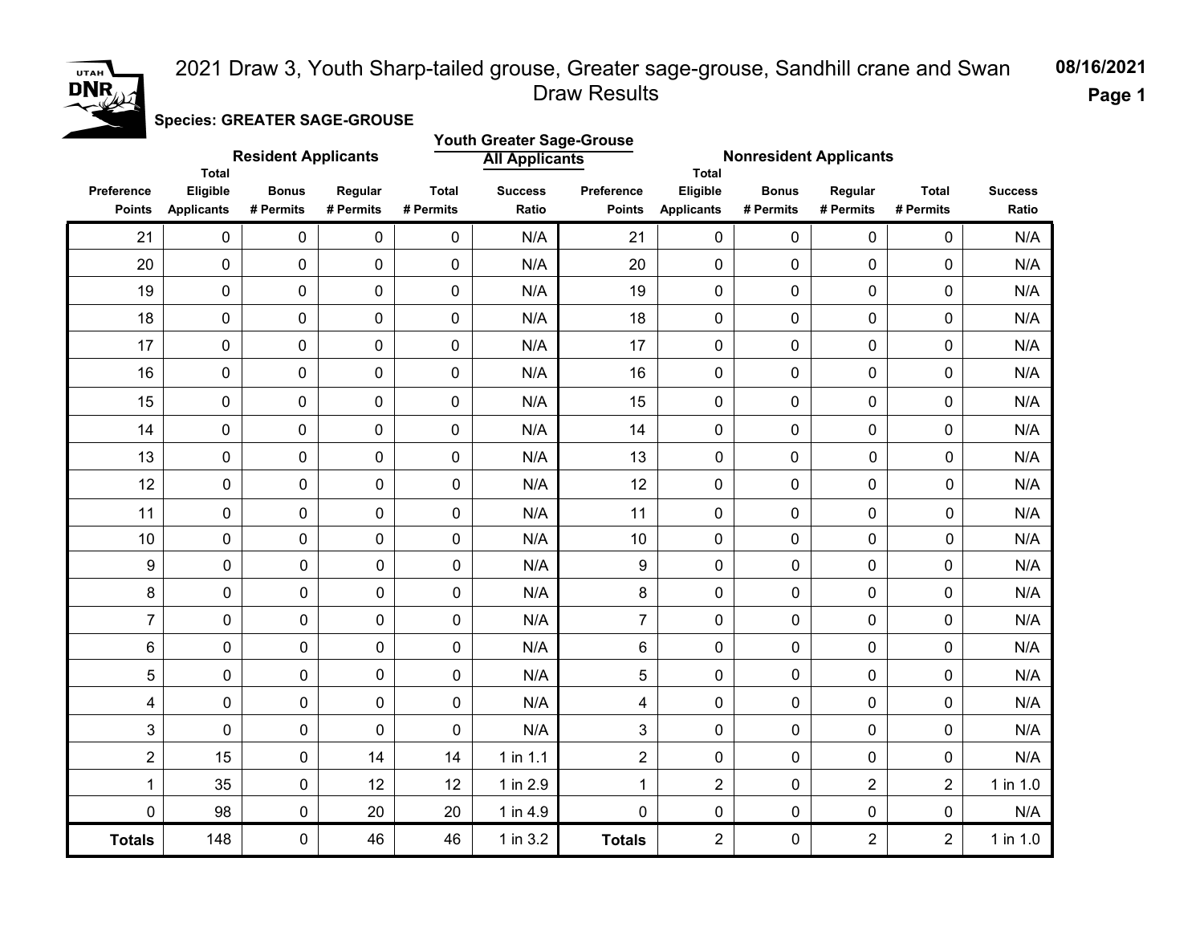# 2021 Draw 3, Youth Sharp-tailed grouse, Greater sage-grouse, Sandhill crane and Swan Draw Results

08/16/2021

**Species: GREATER SAGE-GROUSE**

**Youth Greater Sage-Grouse**
**All Applicants**

| Resident Applicants | | | | | | Nonresident Applicants | | | | | |
|---|---|---|---|---|---|---|---|---|---|---|---|
| Preference Points | Total Eligible Applicants | Bonus # Permits | Regular # Permits | Total # Permits | Success Ratio | Preference Points | Total Eligible Applicants | Bonus # Permits | Regular # Permits | Total # Permits | Success Ratio |
| 21 | 0 | 0 | 0 | 0 | N/A | 21 | 0 | 0 | 0 | 0 | N/A |
| 20 | 0 | 0 | 0 | 0 | N/A | 20 | 0 | 0 | 0 | 0 | N/A |
| 19 | 0 | 0 | 0 | 0 | N/A | 19 | 0 | 0 | 0 | 0 | N/A |
| 18 | 0 | 0 | 0 | 0 | N/A | 18 | 0 | 0 | 0 | 0 | N/A |
| 17 | 0 | 0 | 0 | 0 | N/A | 17 | 0 | 0 | 0 | 0 | N/A |
| 16 | 0 | 0 | 0 | 0 | N/A | 16 | 0 | 0 | 0 | 0 | N/A |
| 15 | 0 | 0 | 0 | 0 | N/A | 15 | 0 | 0 | 0 | 0 | N/A |
| 14 | 0 | 0 | 0 | 0 | N/A | 14 | 0 | 0 | 0 | 0 | N/A |
| 13 | 0 | 0 | 0 | 0 | N/A | 13 | 0 | 0 | 0 | 0 | N/A |
| 12 | 0 | 0 | 0 | 0 | N/A | 12 | 0 | 0 | 0 | 0 | N/A |
| 11 | 0 | 0 | 0 | 0 | N/A | 11 | 0 | 0 | 0 | 0 | N/A |
| 10 | 0 | 0 | 0 | 0 | N/A | 10 | 0 | 0 | 0 | 0 | N/A |
| 9 | 0 | 0 | 0 | 0 | N/A | 9 | 0 | 0 | 0 | 0 | N/A |
| 8 | 0 | 0 | 0 | 0 | N/A | 8 | 0 | 0 | 0 | 0 | N/A |
| 7 | 0 | 0 | 0 | 0 | N/A | 7 | 0 | 0 | 0 | 0 | N/A |
| 6 | 0 | 0 | 0 | 0 | N/A | 6 | 0 | 0 | 0 | 0 | N/A |
| 5 | 0 | 0 | 0 | 0 | N/A | 5 | 0 | 0 | 0 | 0 | N/A |
| 4 | 0 | 0 | 0 | 0 | N/A | 4 | 0 | 0 | 0 | 0 | N/A |
| 3 | 0 | 0 | 0 | 0 | N/A | 3 | 0 | 0 | 0 | 0 | N/A |
| 2 | 15 | 0 | 14 | 14 | 1 in 1.1 | 2 | 0 | 0 | 0 | 0 | N/A |
| 1 | 35 | 0 | 12 | 12 | 1 in 2.9 | 1 | 2 | 0 | 2 | 2 | 1 in 1.0 |
| 0 | 98 | 0 | 20 | 20 | 1 in 4.9 | 0 | 0 | 0 | 0 | 0 | N/A |
| **Totals** | 148 | 0 | 46 | 46 | 1 in 3.2 | **Totals** | 2 | 0 | 2 | 2 | 1 in 1.0 |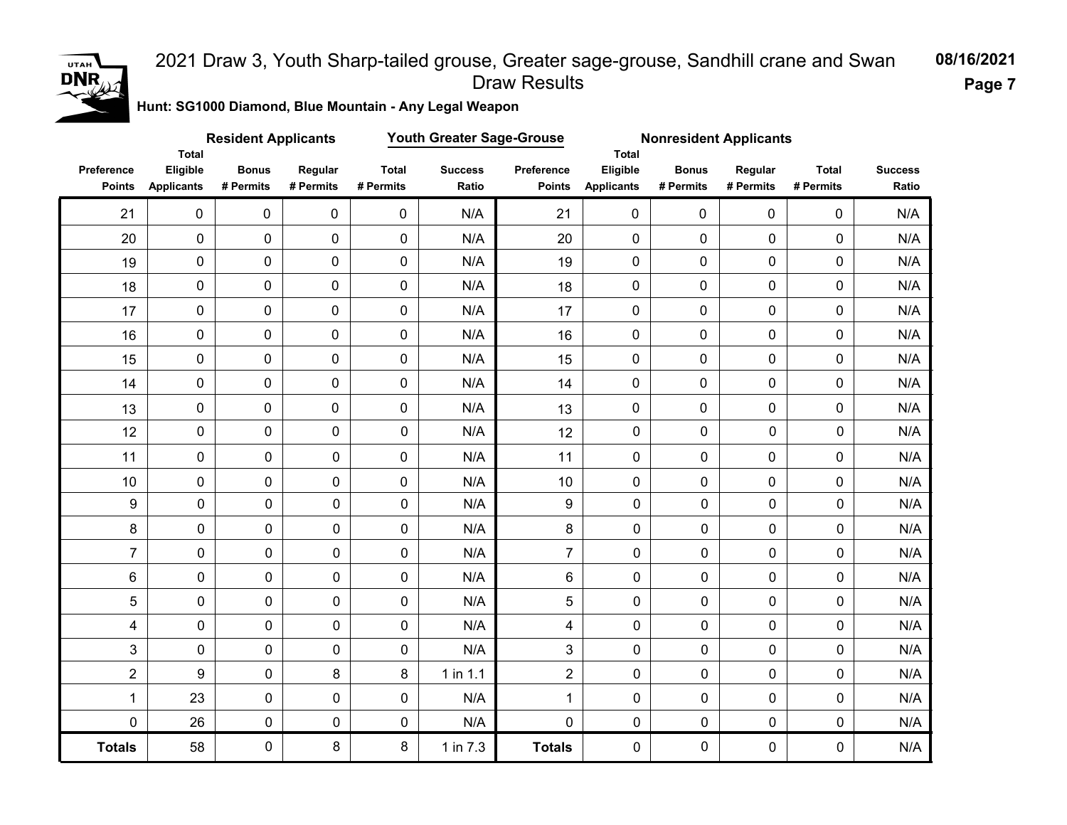# 2021 Draw 3, Youth Sharp-tailed grouse, Greater sage-grouse, Sandhill crane and Swan Draw Results

08/16/2021

**Hunt: SG1000 Diamond, Blue Mountain - Any Legal Weapon**

**Youth Greater Sage-Grouse**

| Resident Applicants | | | | | | Nonresident Applicants | | | | | |
|---|---|---|---|---|---|---|---|---|---|---|---|
| Preference Points | Total Eligible Applicants | Bonus # Permits | Regular # Permits | Total # Permits | Success Ratio | Preference Points | Total Eligible Applicants | Bonus # Permits | Regular # Permits | Total # Permits | Success Ratio |
| 21 | 0 | 0 | 0 | 0 | N/A | 21 | 0 | 0 | 0 | 0 | N/A |
| 20 | 0 | 0 | 0 | 0 | N/A | 20 | 0 | 0 | 0 | 0 | N/A |
| 19 | 0 | 0 | 0 | 0 | N/A | 19 | 0 | 0 | 0 | 0 | N/A |
| 18 | 0 | 0 | 0 | 0 | N/A | 18 | 0 | 0 | 0 | 0 | N/A |
| 17 | 0 | 0 | 0 | 0 | N/A | 17 | 0 | 0 | 0 | 0 | N/A |
| 16 | 0 | 0 | 0 | 0 | N/A | 16 | 0 | 0 | 0 | 0 | N/A |
| 15 | 0 | 0 | 0 | 0 | N/A | 15 | 0 | 0 | 0 | 0 | N/A |
| 14 | 0 | 0 | 0 | 0 | N/A | 14 | 0 | 0 | 0 | 0 | N/A |
| 13 | 0 | 0 | 0 | 0 | N/A | 13 | 0 | 0 | 0 | 0 | N/A |
| 12 | 0 | 0 | 0 | 0 | N/A | 12 | 0 | 0 | 0 | 0 | N/A |
| 11 | 0 | 0 | 0 | 0 | N/A | 11 | 0 | 0 | 0 | 0 | N/A |
| 10 | 0 | 0 | 0 | 0 | N/A | 10 | 0 | 0 | 0 | 0 | N/A |
| 9 | 0 | 0 | 0 | 0 | N/A | 9 | 0 | 0 | 0 | 0 | N/A |
| 8 | 0 | 0 | 0 | 0 | N/A | 8 | 0 | 0 | 0 | 0 | N/A |
| 7 | 0 | 0 | 0 | 0 | N/A | 7 | 0 | 0 | 0 | 0 | N/A |
| 6 | 0 | 0 | 0 | 0 | N/A | 6 | 0 | 0 | 0 | 0 | N/A |
| 5 | 0 | 0 | 0 | 0 | N/A | 5 | 0 | 0 | 0 | 0 | N/A |
| 4 | 0 | 0 | 0 | 0 | N/A | 4 | 0 | 0 | 0 | 0 | N/A |
| 3 | 0 | 0 | 0 | 0 | N/A | 3 | 0 | 0 | 0 | 0 | N/A |
| 2 | 9 | 0 | 8 | 8 | 1 in 1.1 | 2 | 0 | 0 | 0 | 0 | N/A |
| 1 | 23 | 0 | 0 | 0 | N/A | 1 | 0 | 0 | 0 | 0 | N/A |
| 0 | 26 | 0 | 0 | 0 | N/A | 0 | 0 | 0 | 0 | 0 | N/A |
| **Totals** | 58 | 0 | 8 | 8 | 1 in 7.3 | **Totals** | 0 | 0 | 0 | 0 | N/A |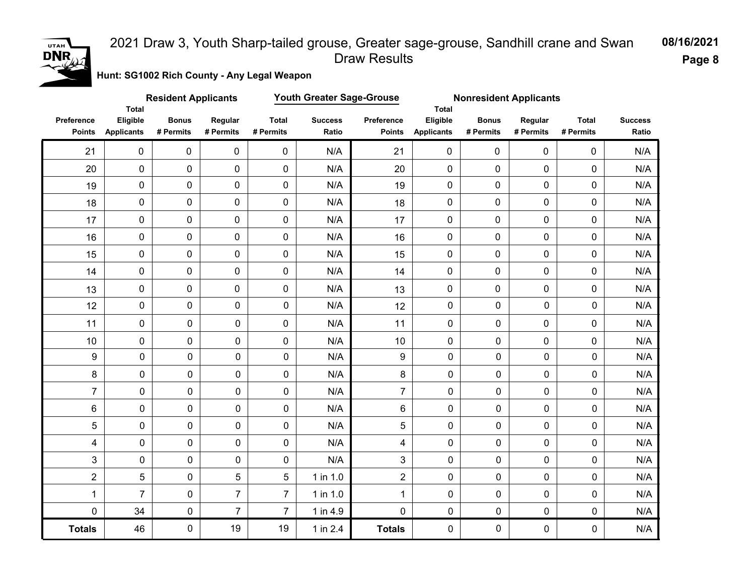# 2021 Draw 3, Youth Sharp-tailed grouse, Greater sage-grouse, Sandhill crane and Swan Draw Results

08/16/2021

**Hunt: SG1002 Rich County - Any Legal Weapon**

**Youth Greater Sage-Grouse**

| Resident Applicants | | | | | | Nonresident Applicants | | | | | |
|---|---|---|---|---|---|---|---|---|---|---|---|
| Preference Points | Total Eligible Applicants | Bonus # Permits | Regular # Permits | Total # Permits | Success Ratio | Preference Points | Total Eligible Applicants | Bonus # Permits | Regular # Permits | Total # Permits | Success Ratio |
| 21 | 0 | 0 | 0 | 0 | N/A | 21 | 0 | 0 | 0 | 0 | N/A |
| 20 | 0 | 0 | 0 | 0 | N/A | 20 | 0 | 0 | 0 | 0 | N/A |
| 19 | 0 | 0 | 0 | 0 | N/A | 19 | 0 | 0 | 0 | 0 | N/A |
| 18 | 0 | 0 | 0 | 0 | N/A | 18 | 0 | 0 | 0 | 0 | N/A |
| 17 | 0 | 0 | 0 | 0 | N/A | 17 | 0 | 0 | 0 | 0 | N/A |
| 16 | 0 | 0 | 0 | 0 | N/A | 16 | 0 | 0 | 0 | 0 | N/A |
| 15 | 0 | 0 | 0 | 0 | N/A | 15 | 0 | 0 | 0 | 0 | N/A |
| 14 | 0 | 0 | 0 | 0 | N/A | 14 | 0 | 0 | 0 | 0 | N/A |
| 13 | 0 | 0 | 0 | 0 | N/A | 13 | 0 | 0 | 0 | 0 | N/A |
| 12 | 0 | 0 | 0 | 0 | N/A | 12 | 0 | 0 | 0 | 0 | N/A |
| 11 | 0 | 0 | 0 | 0 | N/A | 11 | 0 | 0 | 0 | 0 | N/A |
| 10 | 0 | 0 | 0 | 0 | N/A | 10 | 0 | 0 | 0 | 0 | N/A |
| 9 | 0 | 0 | 0 | 0 | N/A | 9 | 0 | 0 | 0 | 0 | N/A |
| 8 | 0 | 0 | 0 | 0 | N/A | 8 | 0 | 0 | 0 | 0 | N/A |
| 7 | 0 | 0 | 0 | 0 | N/A | 7 | 0 | 0 | 0 | 0 | N/A |
| 6 | 0 | 0 | 0 | 0 | N/A | 6 | 0 | 0 | 0 | 0 | N/A |
| 5 | 0 | 0 | 0 | 0 | N/A | 5 | 0 | 0 | 0 | 0 | N/A |
| 4 | 0 | 0 | 0 | 0 | N/A | 4 | 0 | 0 | 0 | 0 | N/A |
| 3 | 0 | 0 | 0 | 0 | N/A | 3 | 0 | 0 | 0 | 0 | N/A |
| 2 | 5 | 0 | 5 | 5 | 1 in 1.0 | 2 | 0 | 0 | 0 | 0 | N/A |
| 1 | 7 | 0 | 7 | 7 | 1 in 1.0 | 1 | 0 | 0 | 0 | 0 | N/A |
| 0 | 34 | 0 | 7 | 7 | 1 in 4.9 | 0 | 0 | 0 | 0 | 0 | N/A |
| **Totals** | 46 | 0 | 19 | 19 | 1 in 2.4 | **Totals** | 0 | 0 | 0 | 0 | N/A |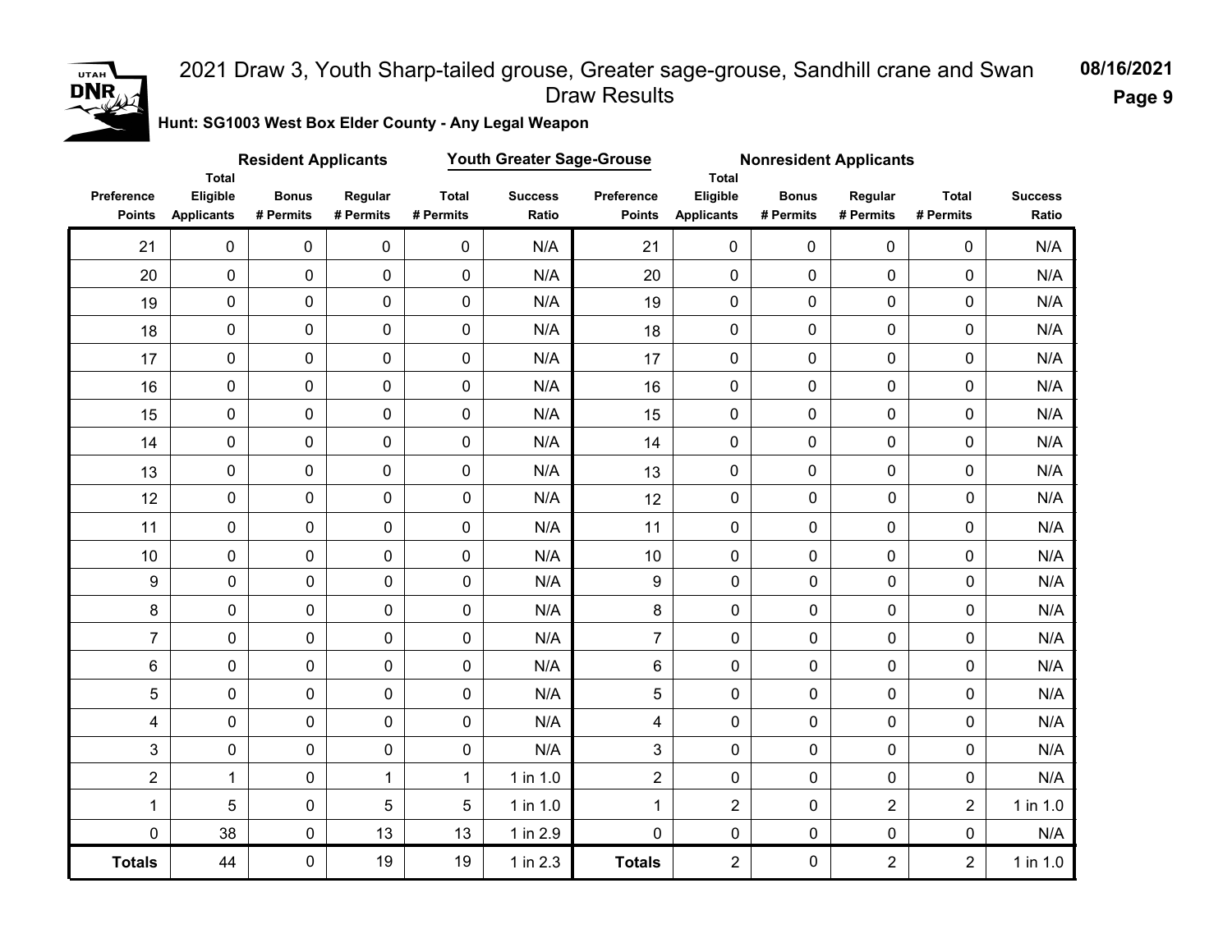# 2021 Draw 3, Youth Sharp-tailed grouse, Greater sage-grouse, Sandhill crane and Swan Draw Results

08/16/2021

**Hunt: SG1003 West Box Elder County - Any Legal Weapon**

**Youth Greater Sage-Grouse**

| Resident Applicants | | | | | | Nonresident Applicants | | | | | |
|---|---|---|---|---|---|---|---|---|---|---|---|
| Preference Points | Total Eligible Applicants | Bonus # Permits | Regular # Permits | Total # Permits | Success Ratio | Preference Points | Total Eligible Applicants | Bonus # Permits | Regular # Permits | Total # Permits | Success Ratio |
| 21 | 0 | 0 | 0 | 0 | N/A | 21 | 0 | 0 | 0 | 0 | N/A |
| 20 | 0 | 0 | 0 | 0 | N/A | 20 | 0 | 0 | 0 | 0 | N/A |
| 19 | 0 | 0 | 0 | 0 | N/A | 19 | 0 | 0 | 0 | 0 | N/A |
| 18 | 0 | 0 | 0 | 0 | N/A | 18 | 0 | 0 | 0 | 0 | N/A |
| 17 | 0 | 0 | 0 | 0 | N/A | 17 | 0 | 0 | 0 | 0 | N/A |
| 16 | 0 | 0 | 0 | 0 | N/A | 16 | 0 | 0 | 0 | 0 | N/A |
| 15 | 0 | 0 | 0 | 0 | N/A | 15 | 0 | 0 | 0 | 0 | N/A |
| 14 | 0 | 0 | 0 | 0 | N/A | 14 | 0 | 0 | 0 | 0 | N/A |
| 13 | 0 | 0 | 0 | 0 | N/A | 13 | 0 | 0 | 0 | 0 | N/A |
| 12 | 0 | 0 | 0 | 0 | N/A | 12 | 0 | 0 | 0 | 0 | N/A |
| 11 | 0 | 0 | 0 | 0 | N/A | 11 | 0 | 0 | 0 | 0 | N/A |
| 10 | 0 | 0 | 0 | 0 | N/A | 10 | 0 | 0 | 0 | 0 | N/A |
| 9 | 0 | 0 | 0 | 0 | N/A | 9 | 0 | 0 | 0 | 0 | N/A |
| 8 | 0 | 0 | 0 | 0 | N/A | 8 | 0 | 0 | 0 | 0 | N/A |
| 7 | 0 | 0 | 0 | 0 | N/A | 7 | 0 | 0 | 0 | 0 | N/A |
| 6 | 0 | 0 | 0 | 0 | N/A | 6 | 0 | 0 | 0 | 0 | N/A |
| 5 | 0 | 0 | 0 | 0 | N/A | 5 | 0 | 0 | 0 | 0 | N/A |
| 4 | 0 | 0 | 0 | 0 | N/A | 4 | 0 | 0 | 0 | 0 | N/A |
| 3 | 0 | 0 | 0 | 0 | N/A | 3 | 0 | 0 | 0 | 0 | N/A |
| 2 | 1 | 0 | 1 | 1 | 1 in 1.0 | 2 | 0 | 0 | 0 | 0 | N/A |
| 1 | 5 | 0 | 5 | 5 | 1 in 1.0 | 1 | 2 | 0 | 2 | 2 | 1 in 1.0 |
| 0 | 38 | 0 | 13 | 13 | 1 in 2.9 | 0 | 0 | 0 | 0 | 0 | N/A |
| **Totals** | 44 | 0 | 19 | 19 | 1 in 2.3 | **Totals** | 2 | 0 | 2 | 2 | 1 in 1.0 |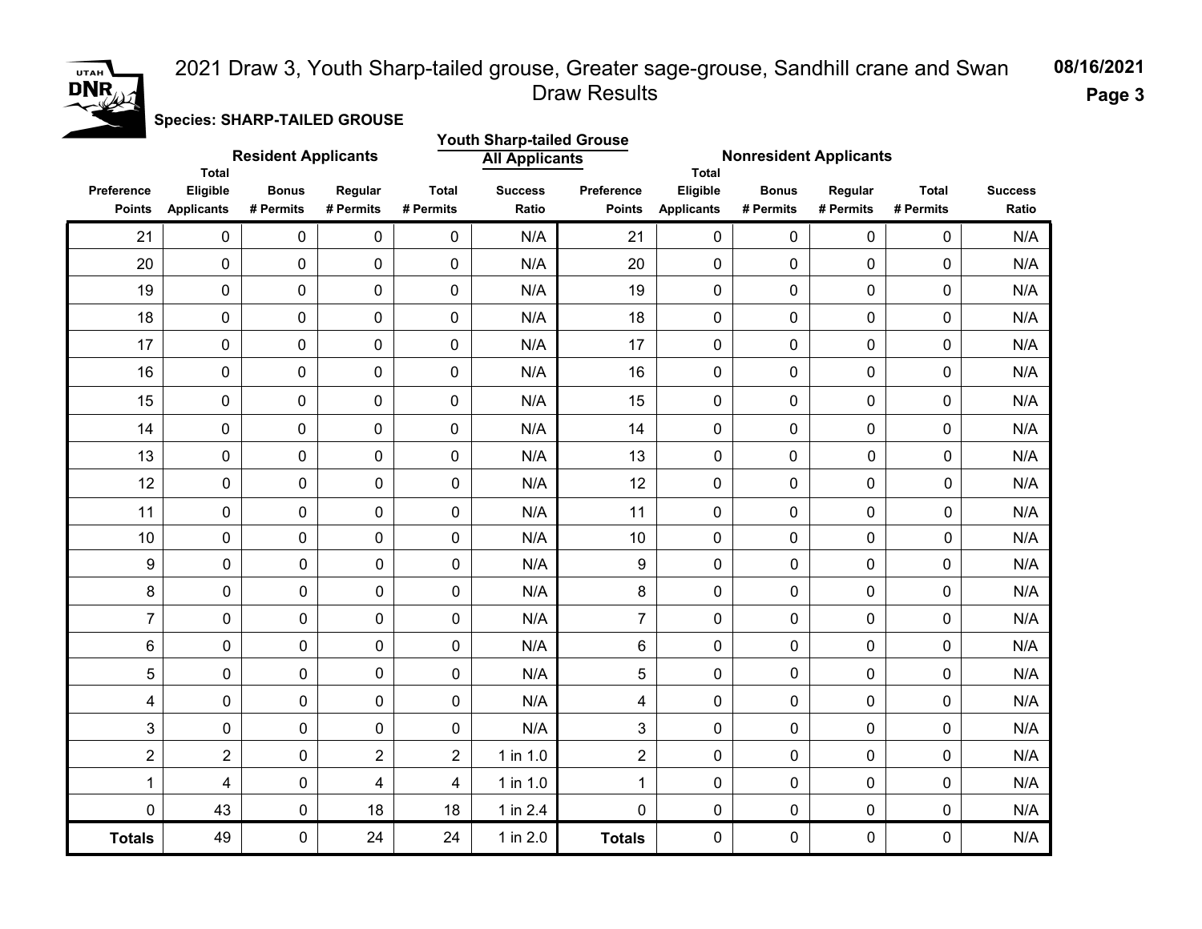# 2021 Draw 3, Youth Sharp-tailed grouse, Greater sage-grouse, Sandhill crane and Swan Draw Results

08/16/2021

**Species: SHARP-TAILED GROUSE**

**Youth Sharp-tailed Grouse**
**All Applicants**

| Resident Applicants | | | | | | Nonresident Applicants | | | | | |
|---|---|---|---|---|---|---|---|---|---|---|---|
| Preference Points | Total Eligible Applicants | Bonus # Permits | Regular # Permits | Total # Permits | Success Ratio | Preference Points | Total Eligible Applicants | Bonus # Permits | Regular # Permits | Total # Permits | Success Ratio |
| 21 | 0 | 0 | 0 | 0 | N/A | 21 | 0 | 0 | 0 | 0 | N/A |
| 20 | 0 | 0 | 0 | 0 | N/A | 20 | 0 | 0 | 0 | 0 | N/A |
| 19 | 0 | 0 | 0 | 0 | N/A | 19 | 0 | 0 | 0 | 0 | N/A |
| 18 | 0 | 0 | 0 | 0 | N/A | 18 | 0 | 0 | 0 | 0 | N/A |
| 17 | 0 | 0 | 0 | 0 | N/A | 17 | 0 | 0 | 0 | 0 | N/A |
| 16 | 0 | 0 | 0 | 0 | N/A | 16 | 0 | 0 | 0 | 0 | N/A |
| 15 | 0 | 0 | 0 | 0 | N/A | 15 | 0 | 0 | 0 | 0 | N/A |
| 14 | 0 | 0 | 0 | 0 | N/A | 14 | 0 | 0 | 0 | 0 | N/A |
| 13 | 0 | 0 | 0 | 0 | N/A | 13 | 0 | 0 | 0 | 0 | N/A |
| 12 | 0 | 0 | 0 | 0 | N/A | 12 | 0 | 0 | 0 | 0 | N/A |
| 11 | 0 | 0 | 0 | 0 | N/A | 11 | 0 | 0 | 0 | 0 | N/A |
| 10 | 0 | 0 | 0 | 0 | N/A | 10 | 0 | 0 | 0 | 0 | N/A |
| 9 | 0 | 0 | 0 | 0 | N/A | 9 | 0 | 0 | 0 | 0 | N/A |
| 8 | 0 | 0 | 0 | 0 | N/A | 8 | 0 | 0 | 0 | 0 | N/A |
| 7 | 0 | 0 | 0 | 0 | N/A | 7 | 0 | 0 | 0 | 0 | N/A |
| 6 | 0 | 0 | 0 | 0 | N/A | 6 | 0 | 0 | 0 | 0 | N/A |
| 5 | 0 | 0 | 0 | 0 | N/A | 5 | 0 | 0 | 0 | 0 | N/A |
| 4 | 0 | 0 | 0 | 0 | N/A | 4 | 0 | 0 | 0 | 0 | N/A |
| 3 | 0 | 0 | 0 | 0 | N/A | 3 | 0 | 0 | 0 | 0 | N/A |
| 2 | 2 | 0 | 2 | 2 | 1 in 1.0 | 2 | 0 | 0 | 0 | 0 | N/A |
| 1 | 4 | 0 | 4 | 4 | 1 in 1.0 | 1 | 0 | 0 | 0 | 0 | N/A |
| 0 | 43 | 0 | 18 | 18 | 1 in 2.4 | 0 | 0 | 0 | 0 | 0 | N/A |
| **Totals** | 49 | 0 | 24 | 24 | 1 in 2.0 | **Totals** | 0 | 0 | 0 | 0 | N/A |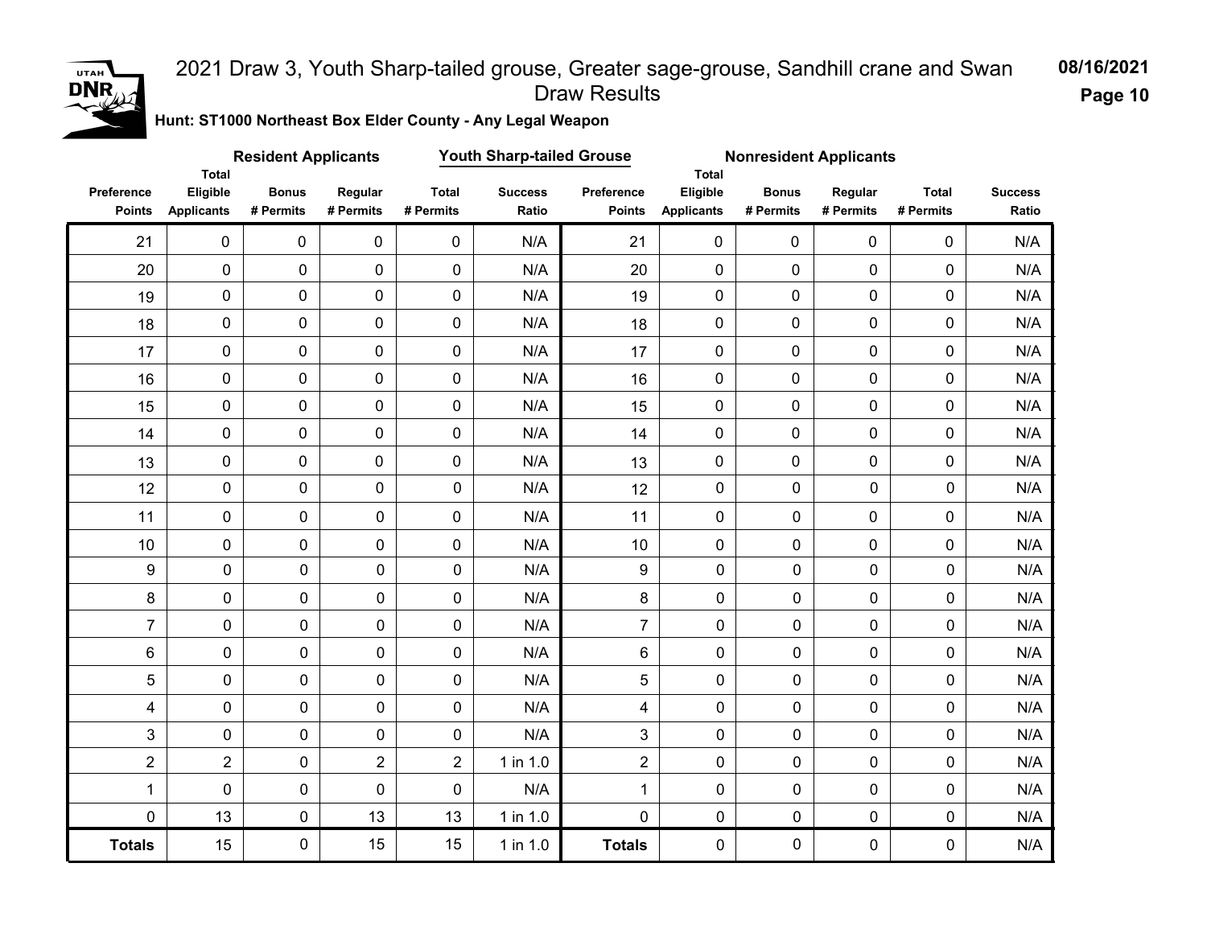# 2021 Draw 3, Youth Sharp-tailed grouse, Greater sage-grouse, Sandhill crane and Swan Draw Results

08/16/2021

**Hunt: ST1000 Northeast Box Elder County - Any Legal Weapon**

**Youth Sharp-tailed Grouse**

| Resident Applicants | | | | | | Nonresident Applicants | | | | | |
|---|---|---|---|---|---|---|---|---|---|---|---|
| Preference Points | Total Eligible Applicants | Bonus # Permits | Regular # Permits | Total # Permits | Success Ratio | Preference Points | Total Eligible Applicants | Bonus # Permits | Regular # Permits | Total # Permits | Success Ratio |
| 21 | 0 | 0 | 0 | 0 | N/A | 21 | 0 | 0 | 0 | 0 | N/A |
| 20 | 0 | 0 | 0 | 0 | N/A | 20 | 0 | 0 | 0 | 0 | N/A |
| 19 | 0 | 0 | 0 | 0 | N/A | 19 | 0 | 0 | 0 | 0 | N/A |
| 18 | 0 | 0 | 0 | 0 | N/A | 18 | 0 | 0 | 0 | 0 | N/A |
| 17 | 0 | 0 | 0 | 0 | N/A | 17 | 0 | 0 | 0 | 0 | N/A |
| 16 | 0 | 0 | 0 | 0 | N/A | 16 | 0 | 0 | 0 | 0 | N/A |
| 15 | 0 | 0 | 0 | 0 | N/A | 15 | 0 | 0 | 0 | 0 | N/A |
| 14 | 0 | 0 | 0 | 0 | N/A | 14 | 0 | 0 | 0 | 0 | N/A |
| 13 | 0 | 0 | 0 | 0 | N/A | 13 | 0 | 0 | 0 | 0 | N/A |
| 12 | 0 | 0 | 0 | 0 | N/A | 12 | 0 | 0 | 0 | 0 | N/A |
| 11 | 0 | 0 | 0 | 0 | N/A | 11 | 0 | 0 | 0 | 0 | N/A |
| 10 | 0 | 0 | 0 | 0 | N/A | 10 | 0 | 0 | 0 | 0 | N/A |
| 9 | 0 | 0 | 0 | 0 | N/A | 9 | 0 | 0 | 0 | 0 | N/A |
| 8 | 0 | 0 | 0 | 0 | N/A | 8 | 0 | 0 | 0 | 0 | N/A |
| 7 | 0 | 0 | 0 | 0 | N/A | 7 | 0 | 0 | 0 | 0 | N/A |
| 6 | 0 | 0 | 0 | 0 | N/A | 6 | 0 | 0 | 0 | 0 | N/A |
| 5 | 0 | 0 | 0 | 0 | N/A | 5 | 0 | 0 | 0 | 0 | N/A |
| 4 | 0 | 0 | 0 | 0 | N/A | 4 | 0 | 0 | 0 | 0 | N/A |
| 3 | 0 | 0 | 0 | 0 | N/A | 3 | 0 | 0 | 0 | 0 | N/A |
| 2 | 2 | 0 | 2 | 2 | 1 in 1.0 | 2 | 0 | 0 | 0 | 0 | N/A |
| 1 | 0 | 0 | 0 | 0 | N/A | 1 | 0 | 0 | 0 | 0 | N/A |
| 0 | 13 | 0 | 13 | 13 | 1 in 1.0 | 0 | 0 | 0 | 0 | 0 | N/A |
| **Totals** | 15 | 0 | 15 | 15 | 1 in 1.0 | **Totals** | 0 | 0 | 0 | 0 | N/A |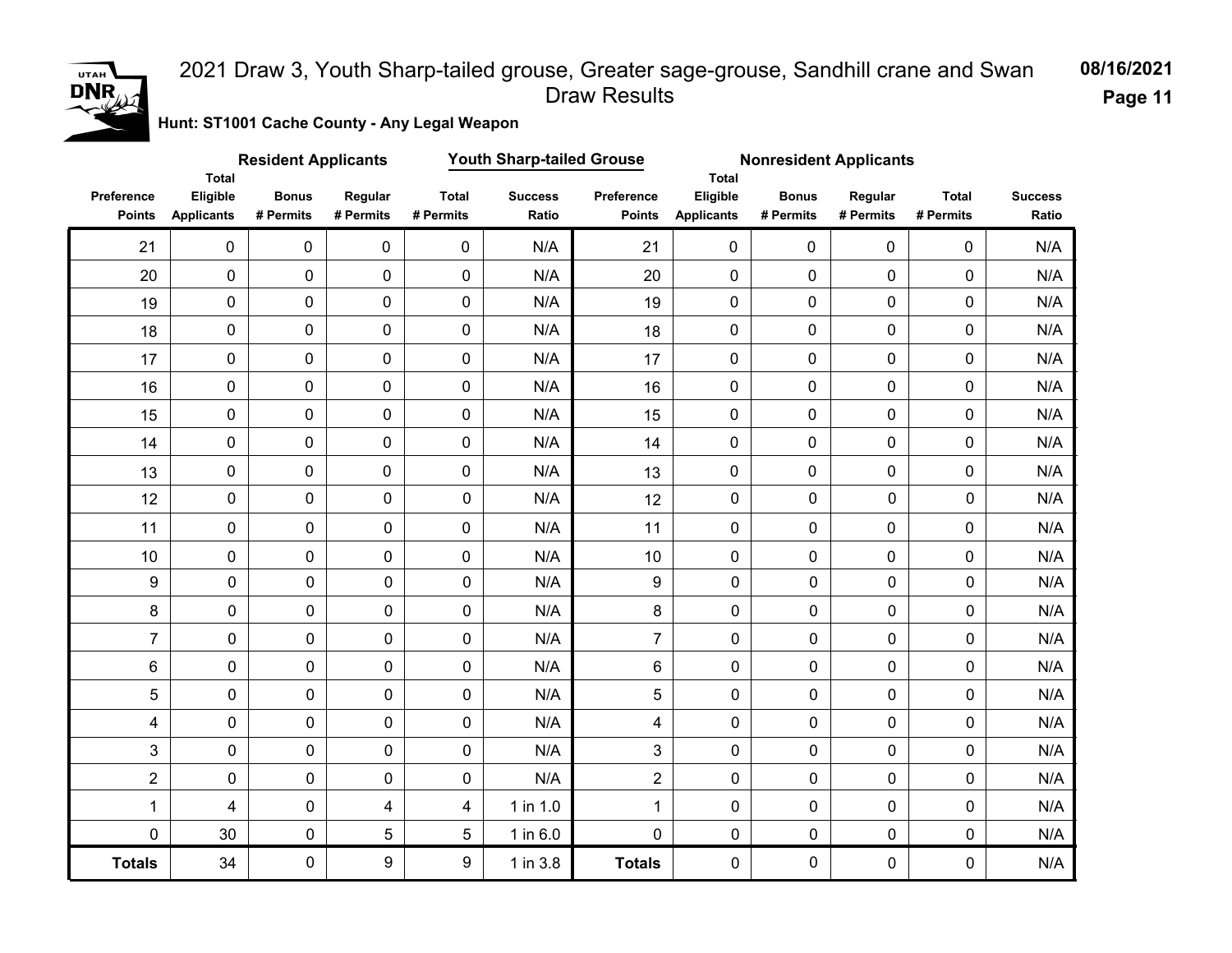# 2021 Draw 3, Youth Sharp-tailed grouse, Greater sage-grouse, Sandhill crane and Swan Draw Results

08/16/2021

**Hunt: ST1001 Cache County - Any Legal Weapon**

**Youth Sharp-tailed Grouse**

| Resident Applicants | | | | | | Nonresident Applicants | | | | | |
|---|---|---|---|---|---|---|---|---|---|---|---|
| Preference Points | Total Eligible Applicants | Bonus # Permits | Regular # Permits | Total # Permits | Success Ratio | Preference Points | Total Eligible Applicants | Bonus # Permits | Regular # Permits | Total # Permits | Success Ratio |
| 21 | 0 | 0 | 0 | 0 | N/A | 21 | 0 | 0 | 0 | 0 | N/A |
| 20 | 0 | 0 | 0 | 0 | N/A | 20 | 0 | 0 | 0 | 0 | N/A |
| 19 | 0 | 0 | 0 | 0 | N/A | 19 | 0 | 0 | 0 | 0 | N/A |
| 18 | 0 | 0 | 0 | 0 | N/A | 18 | 0 | 0 | 0 | 0 | N/A |
| 17 | 0 | 0 | 0 | 0 | N/A | 17 | 0 | 0 | 0 | 0 | N/A |
| 16 | 0 | 0 | 0 | 0 | N/A | 16 | 0 | 0 | 0 | 0 | N/A |
| 15 | 0 | 0 | 0 | 0 | N/A | 15 | 0 | 0 | 0 | 0 | N/A |
| 14 | 0 | 0 | 0 | 0 | N/A | 14 | 0 | 0 | 0 | 0 | N/A |
| 13 | 0 | 0 | 0 | 0 | N/A | 13 | 0 | 0 | 0 | 0 | N/A |
| 12 | 0 | 0 | 0 | 0 | N/A | 12 | 0 | 0 | 0 | 0 | N/A |
| 11 | 0 | 0 | 0 | 0 | N/A | 11 | 0 | 0 | 0 | 0 | N/A |
| 10 | 0 | 0 | 0 | 0 | N/A | 10 | 0 | 0 | 0 | 0 | N/A |
| 9 | 0 | 0 | 0 | 0 | N/A | 9 | 0 | 0 | 0 | 0 | N/A |
| 8 | 0 | 0 | 0 | 0 | N/A | 8 | 0 | 0 | 0 | 0 | N/A |
| 7 | 0 | 0 | 0 | 0 | N/A | 7 | 0 | 0 | 0 | 0 | N/A |
| 6 | 0 | 0 | 0 | 0 | N/A | 6 | 0 | 0 | 0 | 0 | N/A |
| 5 | 0 | 0 | 0 | 0 | N/A | 5 | 0 | 0 | 0 | 0 | N/A |
| 4 | 0 | 0 | 0 | 0 | N/A | 4 | 0 | 0 | 0 | 0 | N/A |
| 3 | 0 | 0 | 0 | 0 | N/A | 3 | 0 | 0 | 0 | 0 | N/A |
| 2 | 0 | 0 | 0 | 0 | N/A | 2 | 0 | 0 | 0 | 0 | N/A |
| 1 | 4 | 0 | 4 | 4 | 1 in 1.0 | 1 | 0 | 0 | 0 | 0 | N/A |
| 0 | 30 | 0 | 5 | 5 | 1 in 6.0 | 0 | 0 | 0 | 0 | 0 | N/A |
| **Totals** | 34 | 0 | 9 | 9 | 1 in 3.8 | **Totals** | 0 | 0 | 0 | 0 | N/A |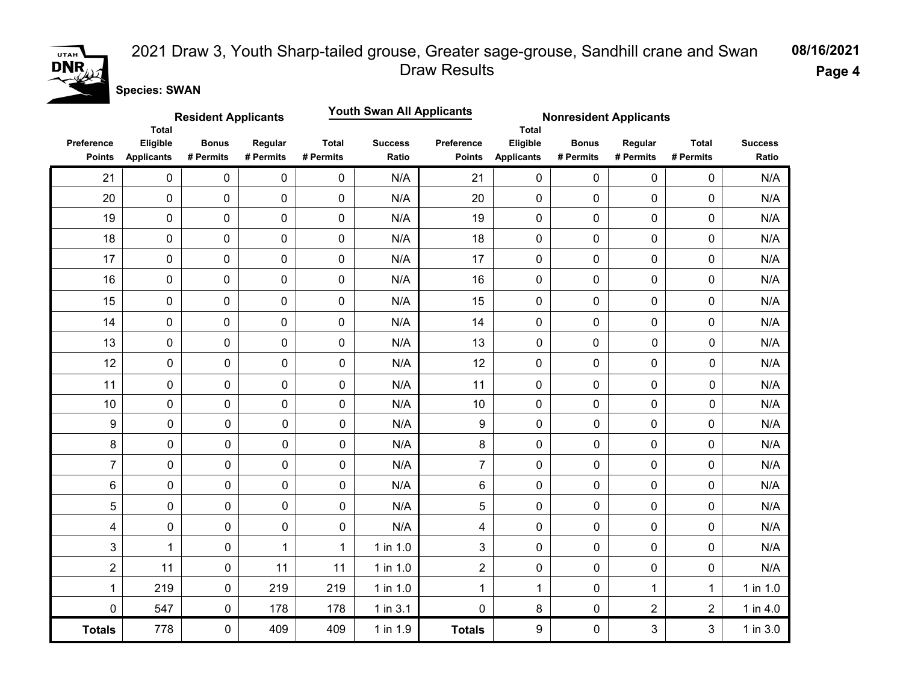# 2021 Draw 3, Youth Sharp-tailed grouse, Greater sage-grouse, Sandhill crane and Swan Draw Results

08/16/2021

**Species: SWAN**

## Youth Swan All Applicants

| Resident Applicants | | | | | | Nonresident Applicants | | | | | |
|---|---|---|---|---|---|---|---|---|---|---|---|
| Preference Points | Total Eligible Applicants | Bonus # Permits | Regular # Permits | Total # Permits | Success Ratio | Preference Points | Total Eligible Applicants | Bonus # Permits | Regular # Permits | Total # Permits | Success Ratio |
| 21 | 0 | 0 | 0 | 0 | N/A | 21 | 0 | 0 | 0 | 0 | N/A |
| 20 | 0 | 0 | 0 | 0 | N/A | 20 | 0 | 0 | 0 | 0 | N/A |
| 19 | 0 | 0 | 0 | 0 | N/A | 19 | 0 | 0 | 0 | 0 | N/A |
| 18 | 0 | 0 | 0 | 0 | N/A | 18 | 0 | 0 | 0 | 0 | N/A |
| 17 | 0 | 0 | 0 | 0 | N/A | 17 | 0 | 0 | 0 | 0 | N/A |
| 16 | 0 | 0 | 0 | 0 | N/A | 16 | 0 | 0 | 0 | 0 | N/A |
| 15 | 0 | 0 | 0 | 0 | N/A | 15 | 0 | 0 | 0 | 0 | N/A |
| 14 | 0 | 0 | 0 | 0 | N/A | 14 | 0 | 0 | 0 | 0 | N/A |
| 13 | 0 | 0 | 0 | 0 | N/A | 13 | 0 | 0 | 0 | 0 | N/A |
| 12 | 0 | 0 | 0 | 0 | N/A | 12 | 0 | 0 | 0 | 0 | N/A |
| 11 | 0 | 0 | 0 | 0 | N/A | 11 | 0 | 0 | 0 | 0 | N/A |
| 10 | 0 | 0 | 0 | 0 | N/A | 10 | 0 | 0 | 0 | 0 | N/A |
| 9 | 0 | 0 | 0 | 0 | N/A | 9 | 0 | 0 | 0 | 0 | N/A |
| 8 | 0 | 0 | 0 | 0 | N/A | 8 | 0 | 0 | 0 | 0 | N/A |
| 7 | 0 | 0 | 0 | 0 | N/A | 7 | 0 | 0 | 0 | 0 | N/A |
| 6 | 0 | 0 | 0 | 0 | N/A | 6 | 0 | 0 | 0 | 0 | N/A |
| 5 | 0 | 0 | 0 | 0 | N/A | 5 | 0 | 0 | 0 | 0 | N/A |
| 4 | 0 | 0 | 0 | 0 | N/A | 4 | 0 | 0 | 0 | 0 | N/A |
| 3 | 1 | 0 | 1 | 1 | 1 in 1.0 | 3 | 0 | 0 | 0 | 0 | N/A |
| 2 | 11 | 0 | 11 | 11 | 1 in 1.0 | 2 | 0 | 0 | 0 | 0 | N/A |
| 1 | 219 | 0 | 219 | 219 | 1 in 1.0 | 1 | 1 | 0 | 1 | 1 | 1 in 1.0 |
| 0 | 547 | 0 | 178 | 178 | 1 in 3.1 | 0 | 8 | 0 | 2 | 2 | 1 in 4.0 |
| **Totals** | 778 | 0 | 409 | 409 | 1 in 1.9 | **Totals** | 9 | 0 | 3 | 3 | 1 in 3.0 |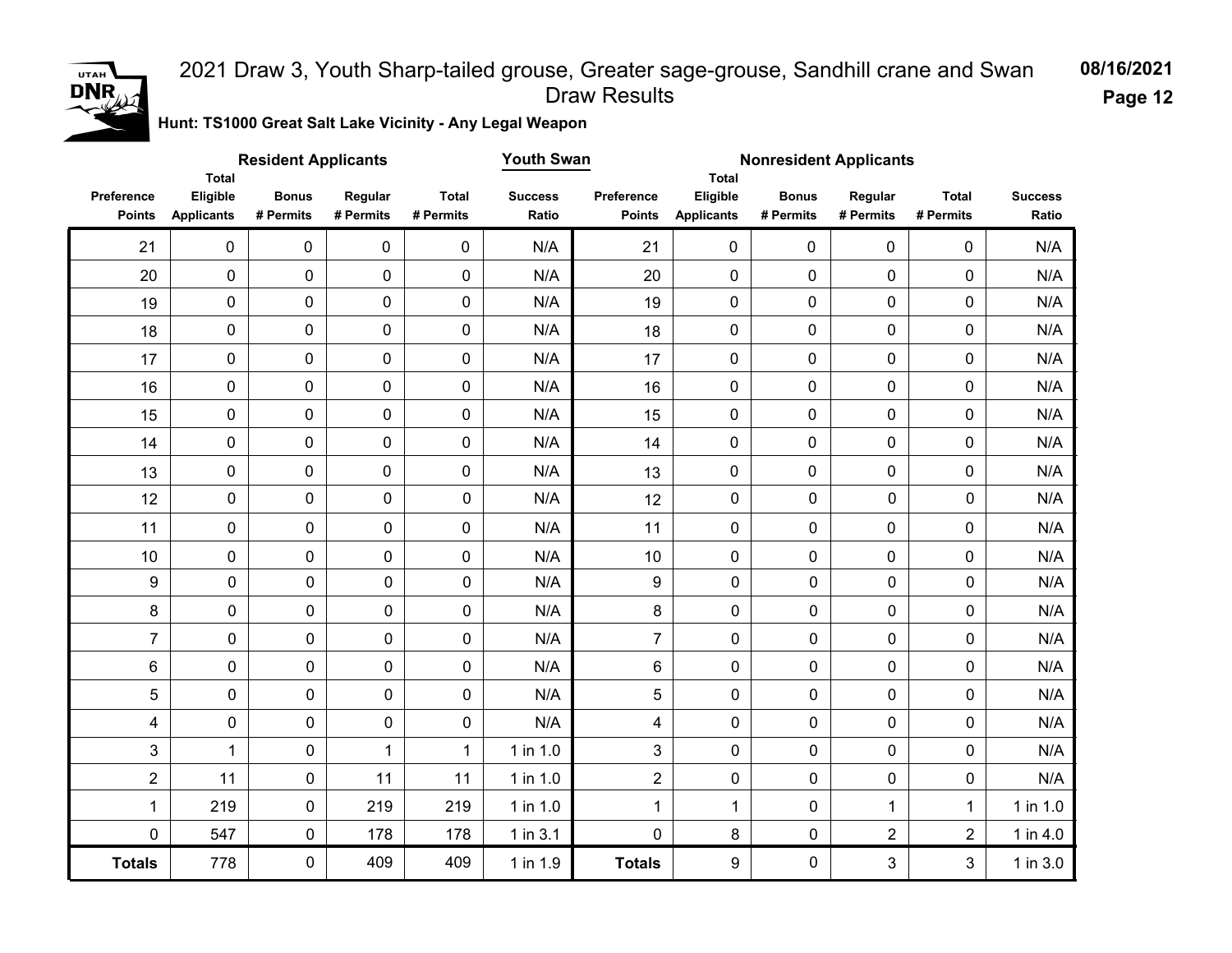# 2021 Draw 3, Youth Sharp-tailed grouse, Greater sage-grouse, Sandhill crane and Swan Draw Results

08/16/2021

**Hunt: TS1000 Great Salt Lake Vicinity - Any Legal Weapon**

**Youth Swan**

| Resident Applicants | | | | | | Nonresident Applicants | | | | | |
|---|---|---|---|---|---|---|---|---|---|---|---|
| Preference Points | Total Eligible Applicants | Bonus # Permits | Regular # Permits | Total # Permits | Success Ratio | Preference Points | Total Eligible Applicants | Bonus # Permits | Regular # Permits | Total # Permits | Success Ratio |
| 21 | 0 | 0 | 0 | 0 | N/A | 21 | 0 | 0 | 0 | 0 | N/A |
| 20 | 0 | 0 | 0 | 0 | N/A | 20 | 0 | 0 | 0 | 0 | N/A |
| 19 | 0 | 0 | 0 | 0 | N/A | 19 | 0 | 0 | 0 | 0 | N/A |
| 18 | 0 | 0 | 0 | 0 | N/A | 18 | 0 | 0 | 0 | 0 | N/A |
| 17 | 0 | 0 | 0 | 0 | N/A | 17 | 0 | 0 | 0 | 0 | N/A |
| 16 | 0 | 0 | 0 | 0 | N/A | 16 | 0 | 0 | 0 | 0 | N/A |
| 15 | 0 | 0 | 0 | 0 | N/A | 15 | 0 | 0 | 0 | 0 | N/A |
| 14 | 0 | 0 | 0 | 0 | N/A | 14 | 0 | 0 | 0 | 0 | N/A |
| 13 | 0 | 0 | 0 | 0 | N/A | 13 | 0 | 0 | 0 | 0 | N/A |
| 12 | 0 | 0 | 0 | 0 | N/A | 12 | 0 | 0 | 0 | 0 | N/A |
| 11 | 0 | 0 | 0 | 0 | N/A | 11 | 0 | 0 | 0 | 0 | N/A |
| 10 | 0 | 0 | 0 | 0 | N/A | 10 | 0 | 0 | 0 | 0 | N/A |
| 9 | 0 | 0 | 0 | 0 | N/A | 9 | 0 | 0 | 0 | 0 | N/A |
| 8 | 0 | 0 | 0 | 0 | N/A | 8 | 0 | 0 | 0 | 0 | N/A |
| 7 | 0 | 0 | 0 | 0 | N/A | 7 | 0 | 0 | 0 | 0 | N/A |
| 6 | 0 | 0 | 0 | 0 | N/A | 6 | 0 | 0 | 0 | 0 | N/A |
| 5 | 0 | 0 | 0 | 0 | N/A | 5 | 0 | 0 | 0 | 0 | N/A |
| 4 | 0 | 0 | 0 | 0 | N/A | 4 | 0 | 0 | 0 | 0 | N/A |
| 3 | 1 | 0 | 1 | 1 | 1 in 1.0 | 3 | 0 | 0 | 0 | 0 | N/A |
| 2 | 11 | 0 | 11 | 11 | 1 in 1.0 | 2 | 0 | 0 | 0 | 0 | N/A |
| 1 | 219 | 0 | 219 | 219 | 1 in 1.0 | 1 | 1 | 0 | 1 | 1 | 1 in 1.0 |
| 0 | 547 | 0 | 178 | 178 | 1 in 3.1 | 0 | 8 | 0 | 2 | 2 | 1 in 4.0 |
| **Totals** | 778 | 0 | 409 | 409 | 1 in 1.9 | **Totals** | 9 | 0 | 3 | 3 | 1 in 3.0 |